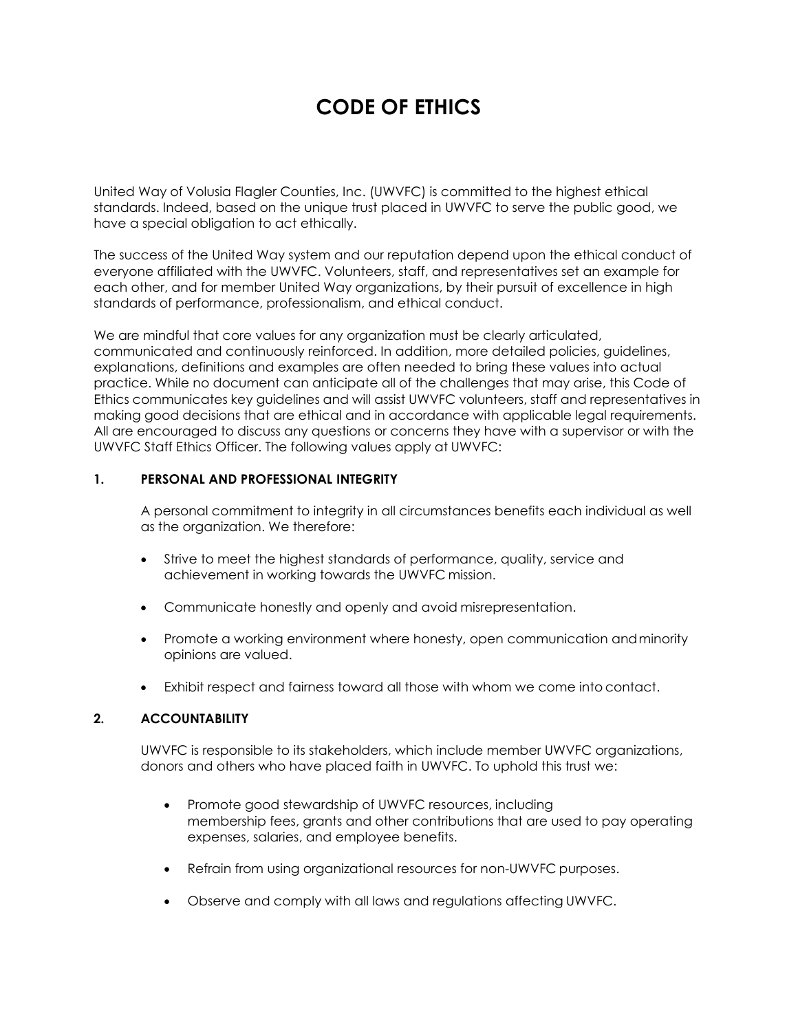# CODE OF ETHICS

United Way of Volusia Flagler Counties, Inc. (UWVFC) is committed to the highest ethical standards. Indeed, based on the unique trust placed in UWVFC to serve the public good, we have a special obligation to act ethically.

The success of the United Way system and our reputation depend upon the ethical conduct of everyone affiliated with the UWVFC. Volunteers, staff, and representatives set an example for each other, and for member United Way organizations, by their pursuit of excellence in high standards of performance, professionalism, and ethical conduct.

We are mindful that core values for any organization must be clearly articulated, communicated and continuously reinforced. In addition, more detailed policies, guidelines, explanations, definitions and examples are often needed to bring these values into actual practice. While no document can anticipate all of the challenges that may arise, this Code of Ethics communicates key guidelines and will assist UWVFC volunteers, staff and representatives in making good decisions that are ethical and in accordance with applicable legal requirements. All are encouraged to discuss any questions or concerns they have with a supervisor or with the UWVFC Staff Ethics Officer. The following values apply at UWVFC:

## 1. PERSONAL AND PROFESSIONAL INTEGRITY

A personal commitment to integrity in all circumstances benefits each individual as well as the organization. We therefore:

- Strive to meet the highest standards of performance, quality, service and achievement in working towards the UWVFC mission.
- Communicate honestly and openly and avoid misrepresentation.
- Promote a working environment where honesty, open communication and minority opinions are valued.
- Exhibit respect and fairness toward all those with whom we come into contact.

## 2. ACCOUNTABILITY

UWVFC is responsible to its stakeholders, which include member UWVFC organizations, donors and others who have placed faith in UWVFC. To uphold this trust we:

- Promote good stewardship of UWVFC resources, including membership fees, grants and other contributions that are used to pay operating expenses, salaries, and employee benefits.
- Refrain from using organizational resources for non-UWVFC purposes.
- Observe and comply with all laws and regulations affecting UWVFC.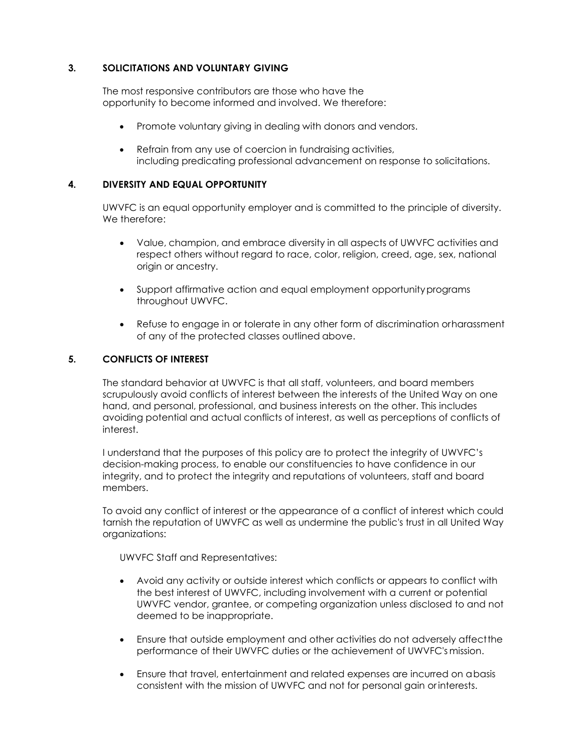## 3. SOLICITATIONS AND VOLUNTARY GIVING

The most responsive contributors are those who have the opportunity to become informed and involved. We therefore:

- Promote voluntary giving in dealing with donors and vendors.
- Refrain from any use of coercion in fundraising activities, including predicating professional advancement on response to solicitations.

## 4. DIVERSITY AND EQUAL OPPORTUNITY

UWVFC is an equal opportunity employer and is committed to the principle of diversity. We therefore:

- Value, champion, and embrace diversity in all aspects of UWVFC activities and respect others without regard to race, color, religion, creed, age, sex, national origin or ancestry.
- Support affirmative action and equal employment opportunity programs throughout UWVFC.
- Refuse to engage in or tolerate in any other form of discrimination or harassment of any of the protected classes outlined above.

## 5. CONFLICTS OF INTEREST

The standard behavior at UWVFC is that all staff, volunteers, and board members scrupulously avoid conflicts of interest between the interests of the United Way on one hand, and personal, professional, and business interests on the other. This includes avoiding potential and actual conflicts of interest, as well as perceptions of conflicts of interest.

I understand that the purposes of this policy are to protect the integrity of UWVFC's decision-making process, to enable our constituencies to have confidence in our integrity, and to protect the integrity and reputations of volunteers, staff and board members.

To avoid any conflict of interest or the appearance of a conflict of interest which could tarnish the reputation of UWVFC as well as undermine the public's trust in all United Way organizations:

UWVFC Staff and Representatives:

- Avoid any activity or outside interest which conflicts or appears to conflict with the best interest of UWVFC, including involvement with a current or potential UWVFC vendor, grantee, or competing organization unless disclosed to and not deemed to be inappropriate.
- Ensure that outside employment and other activities do not adversely affect the performance of their UWVFC duties or the achievement of UWVFC's mission.
- Ensure that travel, entertainment and related expenses are incurred on a basis consistent with the mission of UWVFC and not for personal gain or interests.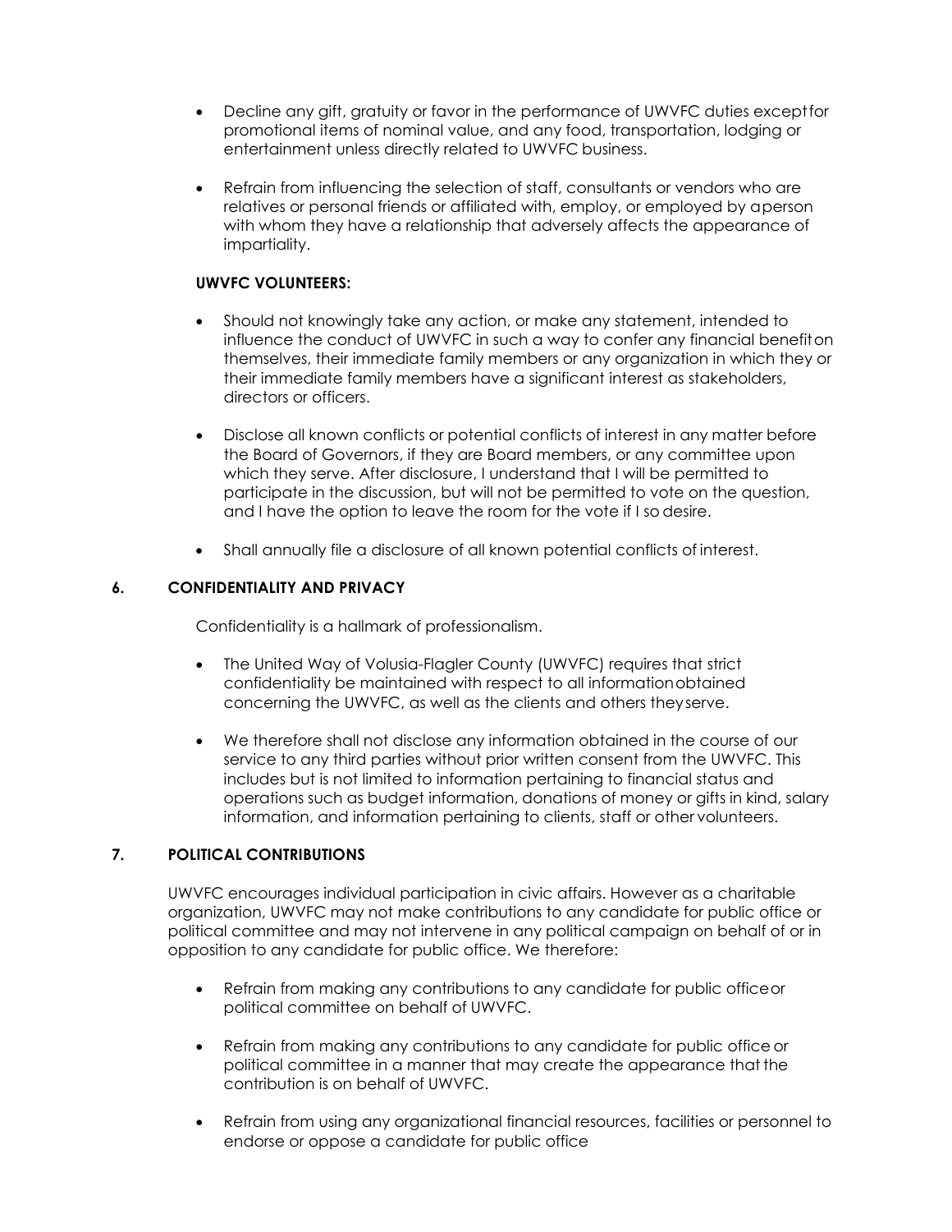- Decline any gift, gratuity or favor in the performance of UWVFC duties except for promotional items of nominal value, and any food, transportation, lodging or entertainment unless directly related to UWVFC business.

- Refrain from influencing the selection of staff, consultants or vendors who are relatives or personal friends or affiliated with, employ, or employed by a person with whom they have a relationship that adversely affects the appearance of impartiality.

**UWVFC VOLUNTEERS:**

- Should not knowingly take any action, or make any statement, intended to influence the conduct of UWVFC in such a way to confer any financial benefit on themselves, their immediate family members or any organization in which they or their immediate family members have a significant interest as stakeholders, directors or officers.

- Disclose all known conflicts or potential conflicts of interest in any matter before the Board of Governors, if they are Board members, or any committee upon which they serve. After disclosure, I understand that I will be permitted to participate in the discussion, but will not be permitted to vote on the question, and I have the option to leave the room for the vote if I so desire.

- Shall annually file a disclosure of all known potential conflicts of interest.

## 6. CONFIDENTIALITY AND PRIVACY

Confidentiality is a hallmark of professionalism.

- The United Way of Volusia-Flagler County (UWVFC) requires that strict confidentiality be maintained with respect to all information obtained concerning the UWVFC, as well as the clients and others they serve.

- We therefore shall not disclose any information obtained in the course of our service to any third parties without prior written consent from the UWVFC. This includes but is not limited to information pertaining to financial status and operations such as budget information, donations of money or gifts in kind, salary information, and information pertaining to clients, staff or other volunteers.

## 7. POLITICAL CONTRIBUTIONS

UWVFC encourages individual participation in civic affairs. However as a charitable organization, UWVFC may not make contributions to any candidate for public office or political committee and may not intervene in any political campaign on behalf of or in opposition to any candidate for public office. We therefore:

- Refrain from making any contributions to any candidate for public office or political committee on behalf of UWVFC.

- Refrain from making any contributions to any candidate for public office or political committee in a manner that may create the appearance that the contribution is on behalf of UWVFC.

- Refrain from using any organizational financial resources, facilities or personnel to endorse or oppose a candidate for public office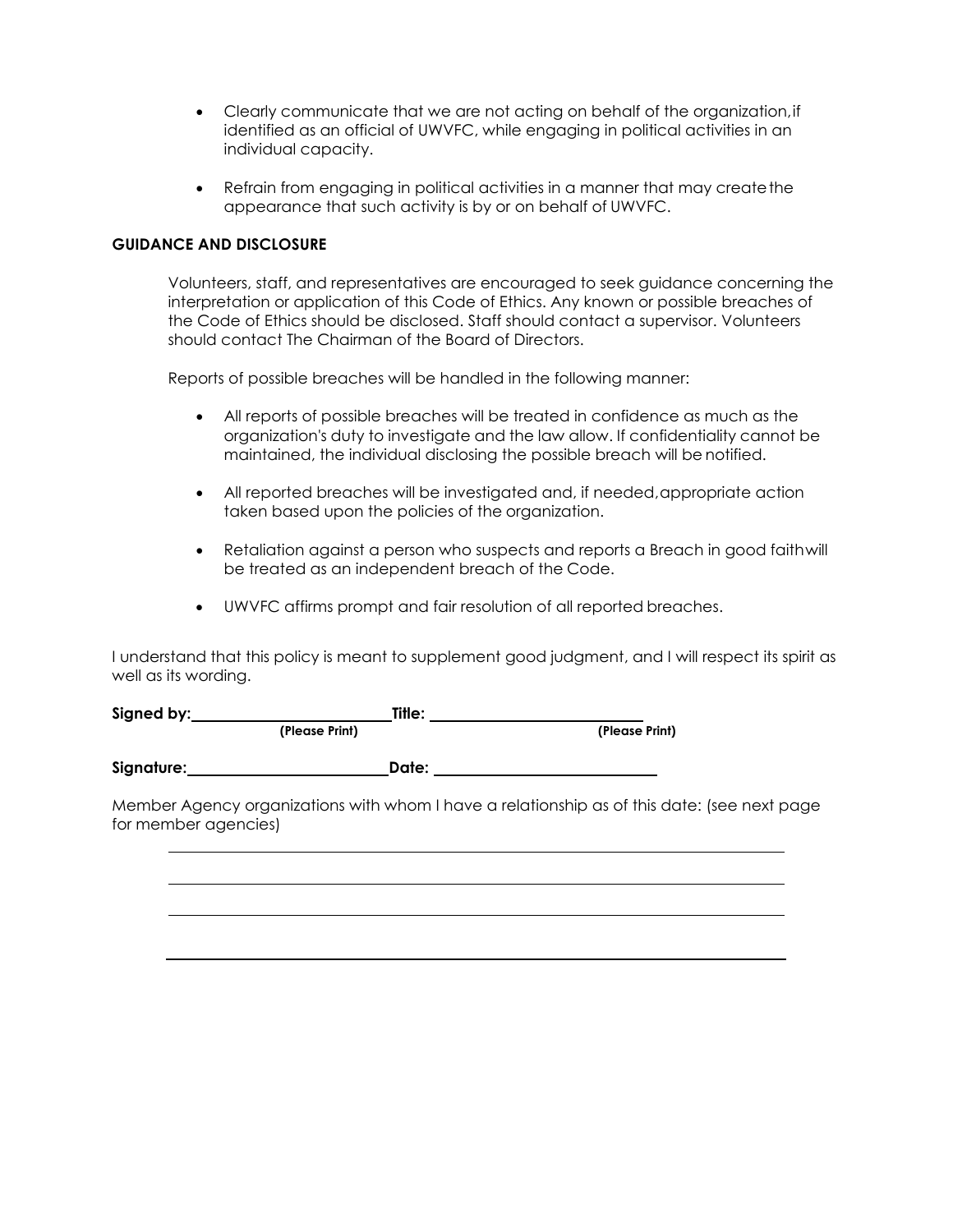- Clearly communicate that we are not acting on behalf of the organization, if identified as an official of UWVFC, while engaging in political activities in an individual capacity.

- Refrain from engaging in political activities in a manner that may create the appearance that such activity is by or on behalf of UWVFC.

**GUIDANCE AND DISCLOSURE**

Volunteers, staff, and representatives are encouraged to seek guidance concerning the interpretation or application of this Code of Ethics. Any known or possible breaches of the Code of Ethics should be disclosed. Staff should contact a supervisor. Volunteers should contact The Chairman of the Board of Directors.

Reports of possible breaches will be handled in the following manner:

- All reports of possible breaches will be treated in confidence as much as the organization's duty to investigate and the law allow. If confidentiality cannot be maintained, the individual disclosing the possible breach will be notified.

- All reported breaches will be investigated and, if needed, appropriate action taken based upon the policies of the organization.

- Retaliation against a person who suspects and reports a Breach in good faith will be treated as an independent breach of the Code.

- UWVFC affirms prompt and fair resolution of all reported breaches.

I understand that this policy is meant to supplement good judgment, and I will respect its spirit as well as its wording.

**Signed by:** ________________________ **Title:** ________________________
(Please Print) (Please Print)

**Signature:** ________________________ **Date:** ________________________

Member Agency organizations with whom I have a relationship as of this date: (see next page for member agencies)

______________________________________________________________________

______________________________________________________________________

______________________________________________________________________

______________________________________________________________________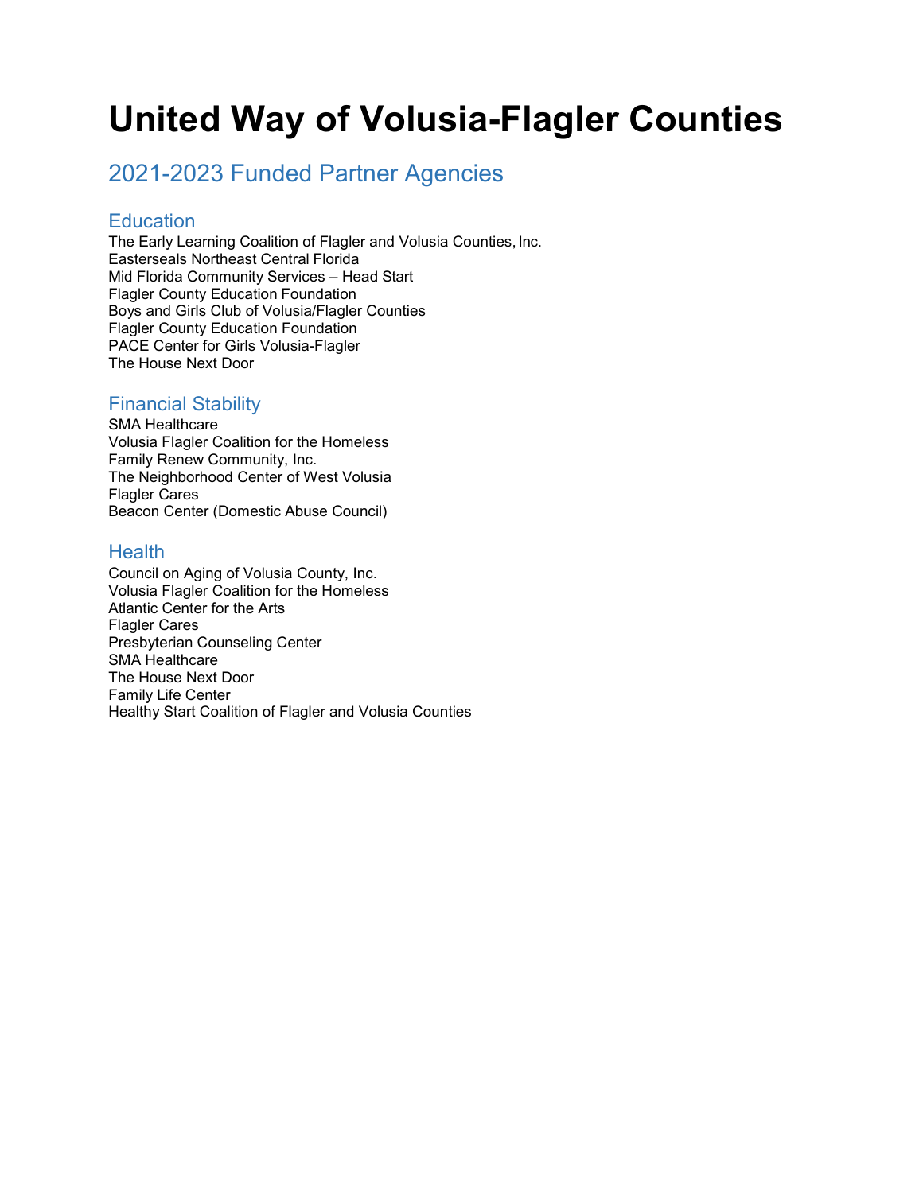# United Way of Volusia-Flagler Counties

## 2021-2023 Funded Partner Agencies

### Education

The Early Learning Coalition of Flagler and Volusia Counties, Inc.
Easterseals Northeast Central Florida
Mid Florida Community Services – Head Start
Flagler County Education Foundation
Boys and Girls Club of Volusia/Flagler Counties
Flagler County Education Foundation
PACE Center for Girls Volusia-Flagler
The House Next Door

### Financial Stability

SMA Healthcare
Volusia Flagler Coalition for the Homeless
Family Renew Community, Inc.
The Neighborhood Center of West Volusia
Flagler Cares
Beacon Center (Domestic Abuse Council)

### Health

Council on Aging of Volusia County, Inc.
Volusia Flagler Coalition for the Homeless
Atlantic Center for the Arts
Flagler Cares
Presbyterian Counseling Center
SMA Healthcare
The House Next Door
Family Life Center
Healthy Start Coalition of Flagler and Volusia Counties